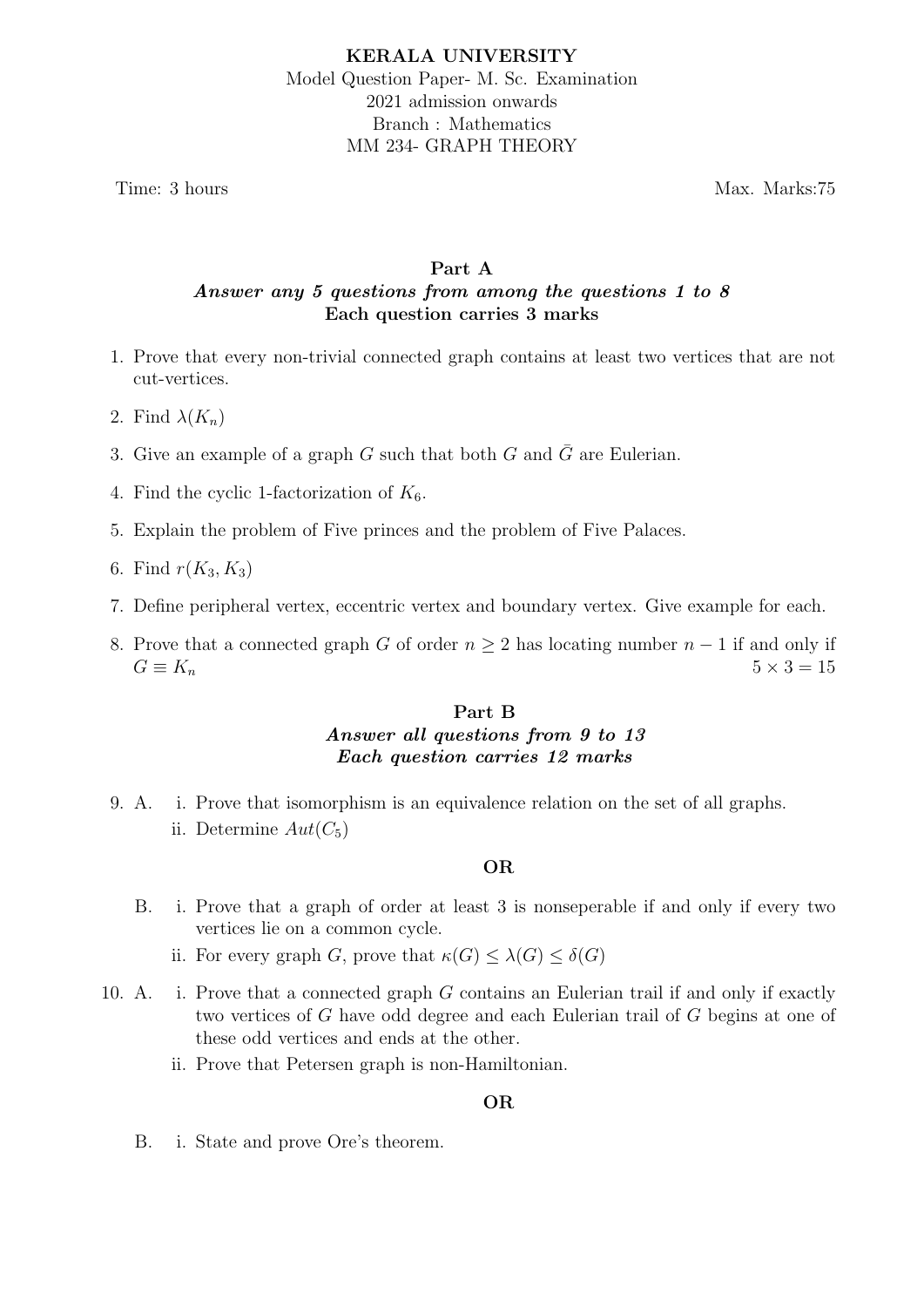**KERALA UNIVERSITY**

Model Question Paper- M. Sc. Examination

2021 admission onwards

Branch : Mathematics

MM 234- GRAPH THEORY

Time: 3 hours | Max. Marks:75

## Part A

***Answer any 5 questions from among the questions 1 to 8***

**Each question carries 3 marks**

1. Prove that every non-trivial connected graph contains at least two vertices that are not cut-vertices.
2. Find $\lambda(K_n)$
3. Give an example of a graph $G$ such that both $G$ and $\bar{G}$ are Eulerian.
4. Find the cyclic 1-factorization of $K_6$.
5. Explain the problem of Five princes and the problem of Five Palaces.
6. Find $r(K_3, K_3)$
7. Define peripheral vertex, eccentric vertex and boundary vertex. Give example for each.
8. Prove that a connected graph $G$ of order $n \geq 2$ has locating number $n-1$ if and only if $G \equiv K_n$

$5 \times 3 = 15$

## Part B

***Answer all questions from 9 to 13***

***Each question carries 12 marks***

9. A.
   - i. Prove that isomorphism is an equivalence relation on the set of all graphs.
   - ii. Determine $Aut(C_5)$

   **OR**

   B.
   - i. Prove that a graph of order at least 3 is nonseperable if and only if every two vertices lie on a common cycle.
   - ii. For every graph $G$, prove that $\kappa(G) \leq \lambda(G) \leq \delta(G)$

10. A.
    - i. Prove that a connected graph $G$ contains an Eulerian trail if and only if exactly two vertices of $G$ have odd degree and each Eulerian trail of $G$ begins at one of these odd vertices and ends at the other.
    - ii. Prove that Petersen graph is non-Hamiltonian.

    **OR**

    B.
    - i. State and prove Ore's theorem.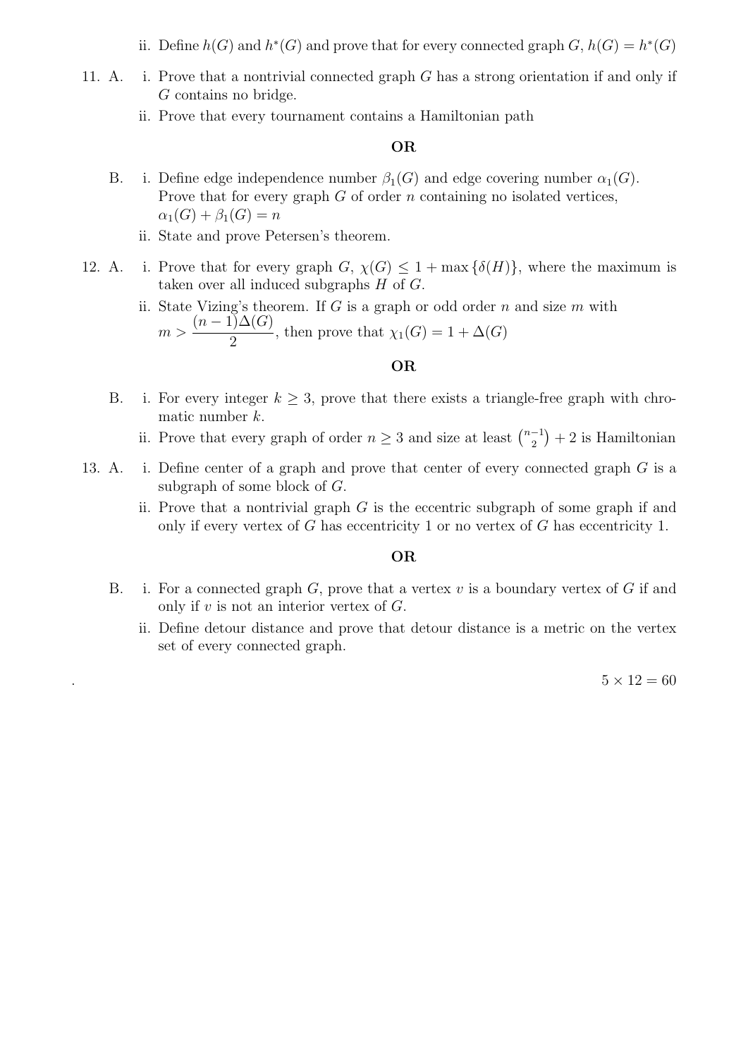ii. Define $h(G)$ and $h^*(G)$ and prove that for every connected graph $G$, $h(G) = h^*(G)$

11. A. i. Prove that a nontrivial connected graph $G$ has a strong orientation if and only if $G$ contains no bridge.

ii. Prove that every tournament contains a Hamiltonian path

**OR**

B. i. Define edge independence number $\beta_1(G)$ and edge covering number $\alpha_1(G)$. Prove that for every graph $G$ of order $n$ containing no isolated vertices, $\alpha_1(G) + \beta_1(G) = n$

ii. State and prove Petersen's theorem.

12. A. i. Prove that for every graph $G$, $\chi(G) \leq 1 + \max\{\delta(H)\}$, where the maximum is taken over all induced subgraphs $H$ of $G$.

ii. State Vizing's theorem. If $G$ is a graph or odd order $n$ and size $m$ with $m > \dfrac{(n-1)\Delta(G)}{2}$, then prove that $\chi_1(G) = 1 + \Delta(G)$

**OR**

B. i. For every integer $k \geq 3$, prove that there exists a triangle-free graph with chromatic number $k$.

ii. Prove that every graph of order $n \geq 3$ and size at least $\binom{n-1}{2} + 2$ is Hamiltonian

13. A. i. Define center of a graph and prove that center of every connected graph $G$ is a subgraph of some block of $G$.

ii. Prove that a nontrivial graph $G$ is the eccentric subgraph of some graph if and only if every vertex of $G$ has eccentricity 1 or no vertex of $G$ has eccentricity 1.

**OR**

B. i. For a connected graph $G$, prove that a vertex $v$ is a boundary vertex of $G$ if and only if $v$ is not an interior vertex of $G$.

ii. Define detour distance and prove that detour distance is a metric on the vertex set of every connected graph.

$5 \times 12 = 60$